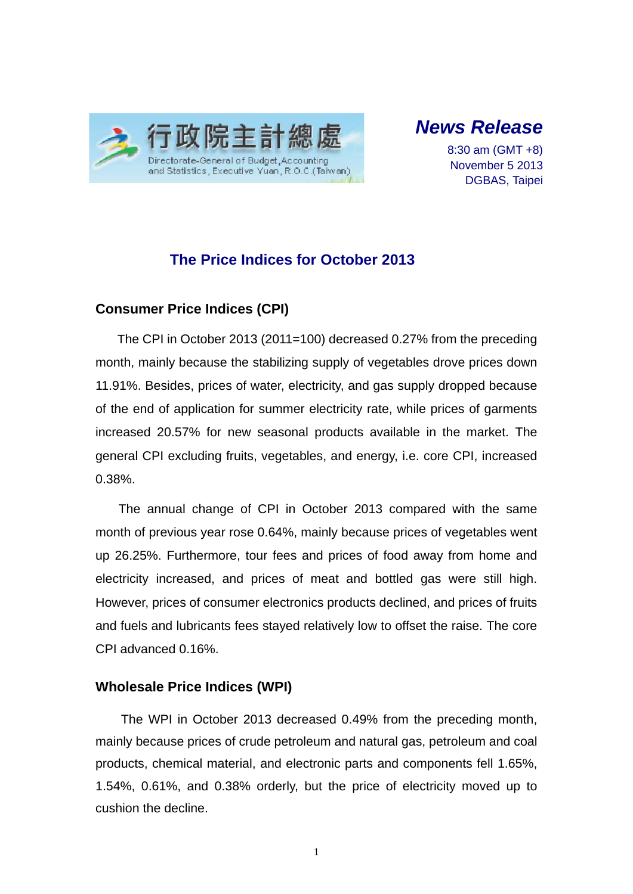行政院主計總處
Directorate-General of Budget, Accounting and Statistics, Executive Yuan, R.O.C. (Taiwan)

***News Release***

8:30 am (GMT +8)
November 5 2013
DGBAS, Taipei

# The Price Indices for October 2013

## Consumer Price Indices (CPI)

The CPI in October 2013 (2011=100) decreased 0.27% from the preceding month, mainly because the stabilizing supply of vegetables drove prices down 11.91%. Besides, prices of water, electricity, and gas supply dropped because of the end of application for summer electricity rate, while prices of garments increased 20.57% for new seasonal products available in the market. The general CPI excluding fruits, vegetables, and energy, i.e. core CPI, increased 0.38%.

The annual change of CPI in October 2013 compared with the same month of previous year rose 0.64%, mainly because prices of vegetables went up 26.25%. Furthermore, tour fees and prices of food away from home and electricity increased, and prices of meat and bottled gas were still high. However, prices of consumer electronics products declined, and prices of fruits and fuels and lubricants fees stayed relatively low to offset the raise. The core CPI advanced 0.16%.

## Wholesale Price Indices (WPI)

The WPI in October 2013 decreased 0.49% from the preceding month, mainly because prices of crude petroleum and natural gas, petroleum and coal products, chemical material, and electronic parts and components fell 1.65%, 1.54%, 0.61%, and 0.38% orderly, but the price of electricity moved up to cushion the decline.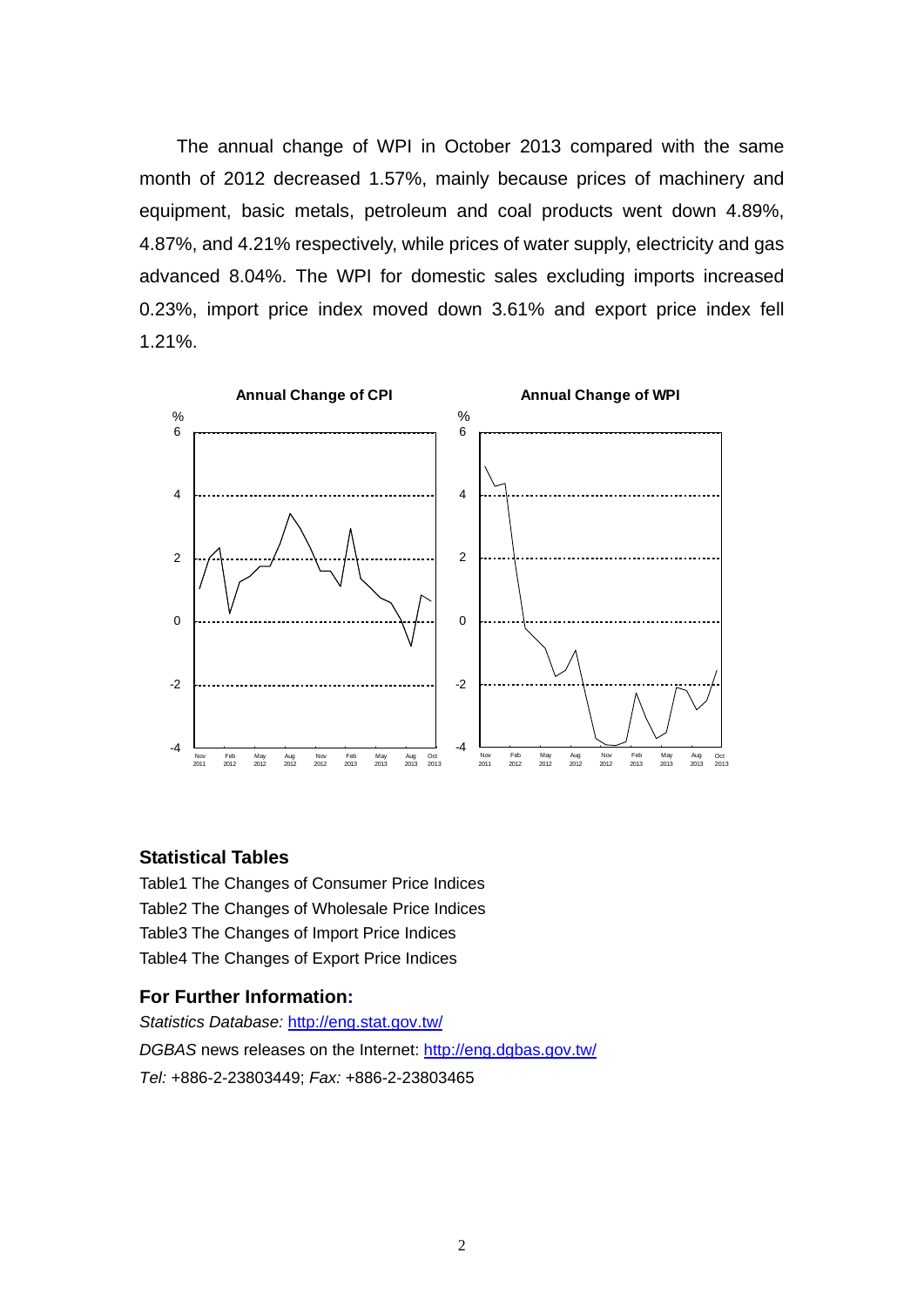The annual change of WPI in October 2013 compared with the same month of 2012 decreased 1.57%, mainly because prices of machinery and equipment, basic metals, petroleum and coal products went down 4.89%, 4.87%, and 4.21% respectively, while prices of water supply, electricity and gas advanced 8.04%. The WPI for domestic sales excluding imports increased 0.23%, import price index moved down 3.61% and export price index fell 1.21%.

**Annual Change of CPI**

**Annual Change of WPI**

## Statistical Tables

Table1 The Changes of Consumer Price Indices

Table2 The Changes of Wholesale Price Indices

Table3 The Changes of Import Price Indices

Table4 The Changes of Export Price Indices

### For Further Information:

*Statistics Database:* http://eng.stat.gov.tw/

*DGBAS* news releases on the Internet: http://eng.dgbas.gov.tw/

*Tel:* +886-2-23803449; *Fax:* +886-2-23803465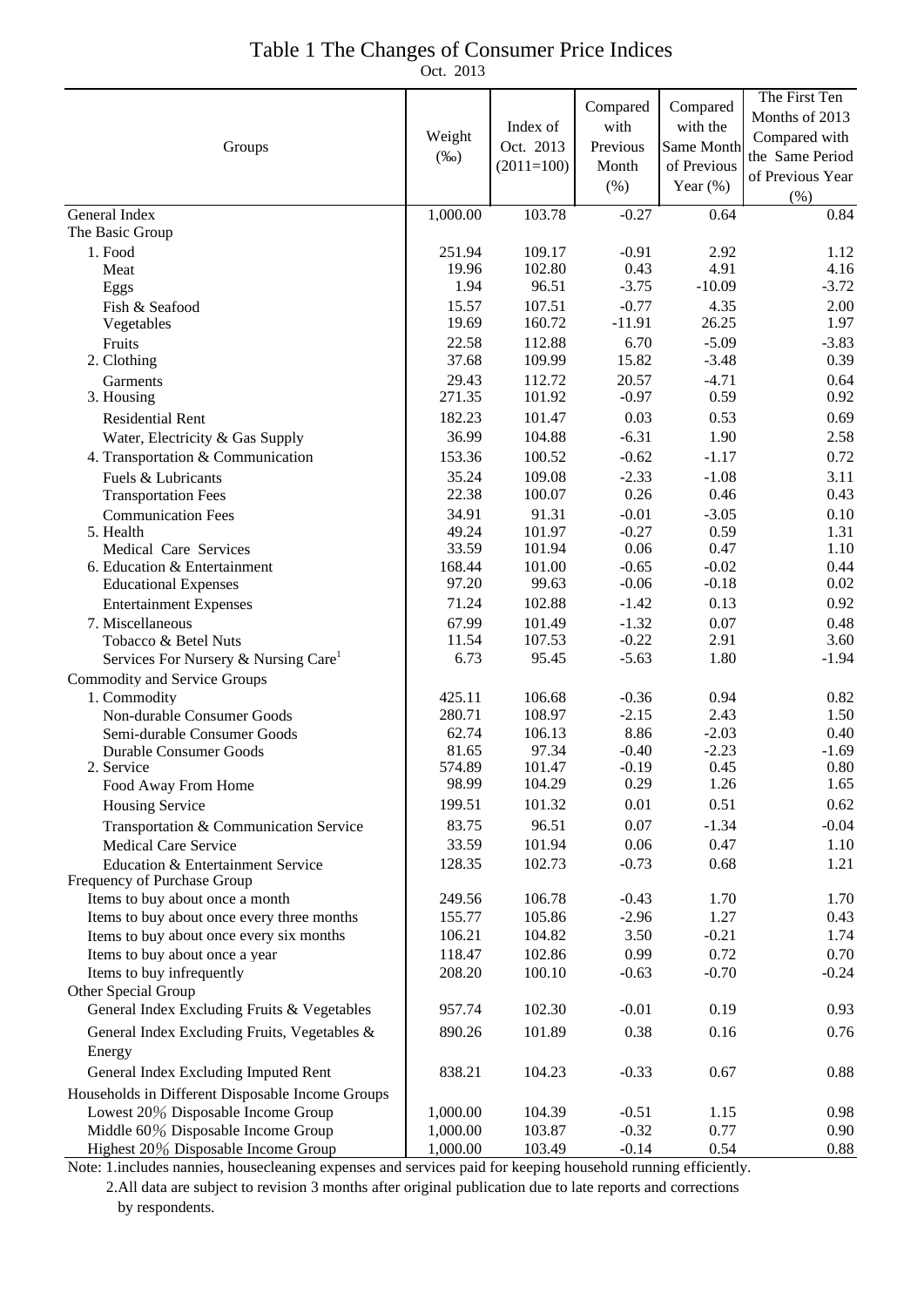# Table 1 The Changes of Consumer Price Indices

Oct. 2013

| Groups | Weight (‰) | Index of Oct. 2013 (2011=100) | Compared with Previous Month (%) | Compared with the Same Month of Previous Year (%) | The First Ten Months of 2013 Compared with the Same Period of Previous Year (%) |
|---|---|---|---|---|---|
| General Index | 1,000.00 | 103.78 | -0.27 | 0.64 | 0.84 |
| The Basic Group | | | | | |
| 1. Food | 251.94 | 109.17 | -0.91 | 2.92 | 1.12 |
| Meat | 19.96 | 102.80 | 0.43 | 4.91 | 4.16 |
| Eggs | 1.94 | 96.51 | -3.75 | -10.09 | -3.72 |
| Fish & Seafood | 15.57 | 107.51 | -0.77 | 4.35 | 2.00 |
| Vegetables | 19.69 | 160.72 | -11.91 | 26.25 | 1.97 |
| Fruits | 22.58 | 112.88 | 6.70 | -5.09 | -3.83 |
| 2. Clothing | 37.68 | 109.99 | 15.82 | -3.48 | 0.39 |
| Garments | 29.43 | 112.72 | 20.57 | -4.71 | 0.64 |
| 3. Housing | 271.35 | 101.92 | -0.97 | 0.59 | 0.92 |
| Residential Rent | 182.23 | 101.47 | 0.03 | 0.53 | 0.69 |
| Water, Electricity & Gas Supply | 36.99 | 104.88 | -6.31 | 1.90 | 2.58 |
| 4. Transportation & Communication | 153.36 | 100.52 | -0.62 | -1.17 | 0.72 |
| Fuels & Lubricants | 35.24 | 109.08 | -2.33 | -1.08 | 3.11 |
| Transportation Fees | 22.38 | 100.07 | 0.26 | 0.46 | 0.43 |
| Communication Fees | 34.91 | 91.31 | -0.01 | -3.05 | 0.10 |
| 5. Health | 49.24 | 101.97 | -0.27 | 0.59 | 1.31 |
| Medical Care Services | 33.59 | 101.94 | 0.06 | 0.47 | 1.10 |
| 6. Education & Entertainment | 168.44 | 101.00 | -0.65 | -0.02 | 0.44 |
| Educational Expenses | 97.20 | 99.63 | -0.06 | -0.18 | 0.02 |
| Entertainment Expenses | 71.24 | 102.88 | -1.42 | 0.13 | 0.92 |
| 7. Miscellaneous | 67.99 | 101.49 | -1.32 | 0.07 | 0.48 |
| Tobacco & Betel Nuts | 11.54 | 107.53 | -0.22 | 2.91 | 3.60 |
| Services For Nursery & Nursing Care[1] | 6.73 | 95.45 | -5.63 | 1.80 | -1.94 |
| Commodity and Service Groups | | | | | |
| 1. Commodity | 425.11 | 106.68 | -0.36 | 0.94 | 0.82 |
| Non-durable Consumer Goods | 280.71 | 108.97 | -2.15 | 2.43 | 1.50 |
| Semi-durable Consumer Goods | 62.74 | 106.13 | 8.86 | -2.03 | 0.40 |
| Durable Consumer Goods | 81.65 | 97.34 | -0.40 | -2.23 | -1.69 |
| 2. Service | 574.89 | 101.47 | -0.19 | 0.45 | 0.80 |
| Food Away From Home | 98.99 | 104.29 | 0.29 | 1.26 | 1.65 |
| Housing Service | 199.51 | 101.32 | 0.01 | 0.51 | 0.62 |
| Transportation & Communication Service | 83.75 | 96.51 | 0.07 | -1.34 | -0.04 |
| Medical Care Service | 33.59 | 101.94 | 0.06 | 0.47 | 1.10 |
| Education & Entertainment Service | 128.35 | 102.73 | -0.73 | 0.68 | 1.21 |
| Frequency of Purchase Group | | | | | |
| Items to buy about once a month | 249.56 | 106.78 | -0.43 | 1.70 | 1.70 |
| Items to buy about once every three months | 155.77 | 105.86 | -2.96 | 1.27 | 0.43 |
| Items to buy about once every six months | 106.21 | 104.82 | 3.50 | -0.21 | 1.74 |
| Items to buy about once a year | 118.47 | 102.86 | 0.99 | 0.72 | 0.70 |
| Items to buy infrequently | 208.20 | 100.10 | -0.63 | -0.70 | -0.24 |
| Other Special Group | | | | | |
| General Index Excluding Fruits & Vegetables | 957.74 | 102.30 | -0.01 | 0.19 | 0.93 |
| General Index Excluding Fruits, Vegetables & Energy | 890.26 | 101.89 | 0.38 | 0.16 | 0.76 |
| General Index Excluding Imputed Rent | 838.21 | 104.23 | -0.33 | 0.67 | 0.88 |
| Households in Different Disposable Income Groups | | | | | |
| Lowest 20% Disposable Income Group | 1,000.00 | 104.39 | -0.51 | 1.15 | 0.98 |
| Middle 60% Disposable Income Group | 1,000.00 | 103.87 | -0.32 | 0.77 | 0.90 |
| Highest 20% Disposable Income Group | 1,000.00 | 103.49 | -0.14 | 0.54 | 0.88 |

Note: 1.includes nannies, housecleaning expenses and services paid for keeping household running efficiently.

2.All data are subject to revision 3 months after original publication due to late reports and corrections by respondents.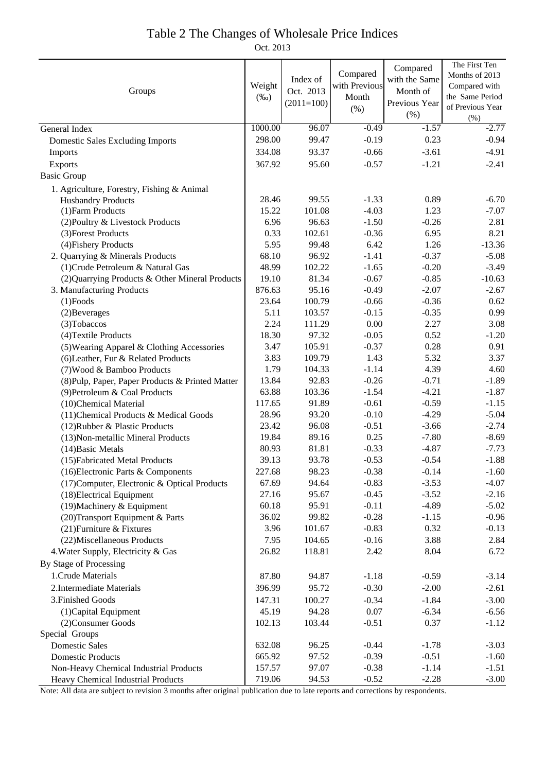# Table 2 The Changes of Wholesale Price Indices

Oct. 2013

| Groups | Weight (‰) | Index of Oct. 2013 (2011=100) | Compared with Previous Month (%) | Compared with the Same Month of Previous Year (%) | The First Ten Months of 2013 Compared with the Same Period of Previous Year (%) |
|---|---|---|---|---|---|
| General Index | 1000.00 | 96.07 | -0.49 | -1.57 | -2.77 |
| Domestic Sales Excluding Imports | 298.00 | 99.47 | -0.19 | 0.23 | -0.94 |
| Imports | 334.08 | 93.37 | -0.66 | -3.61 | -4.91 |
| Exports | 367.92 | 95.60 | -0.57 | -1.21 | -2.41 |
| Basic Group | | | | | |
| 1. Agriculture, Forestry, Fishing & Animal Husbandry Products | 28.46 | 99.55 | -1.33 | 0.89 | -6.70 |
| (1)Farm Products | 15.22 | 101.08 | -4.03 | 1.23 | -7.07 |
| (2)Poultry & Livestock Products | 6.96 | 96.63 | -1.50 | -0.26 | 2.81 |
| (3)Forest Products | 0.33 | 102.61 | -0.36 | 6.95 | 8.21 |
| (4)Fishery Products | 5.95 | 99.48 | 6.42 | 1.26 | -13.36 |
| 2. Quarrying & Minerals Products | 68.10 | 96.92 | -1.41 | -0.37 | -5.08 |
| (1)Crude Petroleum & Natural Gas | 48.99 | 102.22 | -1.65 | -0.20 | -3.49 |
| (2)Quarrying Products & Other Mineral Products | 19.10 | 81.34 | -0.67 | -0.85 | -10.63 |
| 3. Manufacturing Products | 876.63 | 95.16 | -0.49 | -2.07 | -2.67 |
| (1)Foods | 23.64 | 100.79 | -0.66 | -0.36 | 0.62 |
| (2)Beverages | 5.11 | 103.57 | -0.15 | -0.35 | 0.99 |
| (3)Tobaccos | 2.24 | 111.29 | 0.00 | 2.27 | 3.08 |
| (4)Textile Products | 18.30 | 97.32 | -0.05 | 0.52 | -1.20 |
| (5)Wearing Apparel & Clothing Accessories | 3.47 | 105.91 | -0.37 | 0.28 | 0.91 |
| (6)Leather, Fur & Related Products | 3.83 | 109.79 | 1.43 | 5.32 | 3.37 |
| (7)Wood & Bamboo Products | 1.79 | 104.33 | -1.14 | 4.39 | 4.60 |
| (8)Pulp, Paper, Paper Products & Printed Matter | 13.84 | 92.83 | -0.26 | -0.71 | -1.89 |
| (9)Petroleum & Coal Products | 63.88 | 103.36 | -1.54 | -4.21 | -1.87 |
| (10)Chemical Material | 117.65 | 91.89 | -0.61 | -0.59 | -1.15 |
| (11)Chemical Products & Medical Goods | 28.96 | 93.20 | -0.10 | -4.29 | -5.04 |
| (12)Rubber & Plastic Products | 23.42 | 96.08 | -0.51 | -3.66 | -2.74 |
| (13)Non-metallic Mineral Products | 19.84 | 89.16 | 0.25 | -7.80 | -8.69 |
| (14)Basic Metals | 80.93 | 81.81 | -0.33 | -4.87 | -7.73 |
| (15)Fabricated Metal Products | 39.13 | 93.78 | -0.53 | -0.54 | -1.88 |
| (16)Electronic Parts & Components | 227.68 | 98.23 | -0.38 | -0.14 | -1.60 |
| (17)Computer, Electronic & Optical Products | 67.69 | 94.64 | -0.83 | -3.53 | -4.07 |
| (18)Electrical Equipment | 27.16 | 95.67 | -0.45 | -3.52 | -2.16 |
| (19)Machinery & Equipment | 60.18 | 95.91 | -0.11 | -4.89 | -5.02 |
| (20)Transport Equipment & Parts | 36.02 | 99.82 | -0.28 | -1.15 | -0.96 |
| (21)Furniture & Fixtures | 3.96 | 101.67 | -0.83 | 0.32 | -0.13 |
| (22)Miscellaneous Products | 7.95 | 104.65 | -0.16 | 3.88 | 2.84 |
| 4.Water Supply, Electricity & Gas | 26.82 | 118.81 | 2.42 | 8.04 | 6.72 |
| By Stage of Processing | | | | | |
| 1.Crude Materials | 87.80 | 94.87 | -1.18 | -0.59 | -3.14 |
| 2.Intermediate Materials | 396.99 | 95.72 | -0.30 | -2.00 | -2.61 |
| 3.Finished Goods | 147.31 | 100.27 | -0.34 | -1.84 | -3.00 |
| (1)Capital Equipment | 45.19 | 94.28 | 0.07 | -6.34 | -6.56 |
| (2)Consumer Goods | 102.13 | 103.44 | -0.51 | 0.37 | -1.12 |
| Special Groups | | | | | |
| Domestic Sales | 632.08 | 96.25 | -0.44 | -1.78 | -3.03 |
| Domestic Products | 665.92 | 97.52 | -0.39 | -0.51 | -1.60 |
| Non-Heavy Chemical Industrial Products | 157.57 | 97.07 | -0.38 | -1.14 | -1.51 |
| Heavy Chemical Industrial Products | 719.06 | 94.53 | -0.52 | -2.28 | -3.00 |

Note: All data are subject to revision 3 months after original publication due to late reports and corrections by respondents.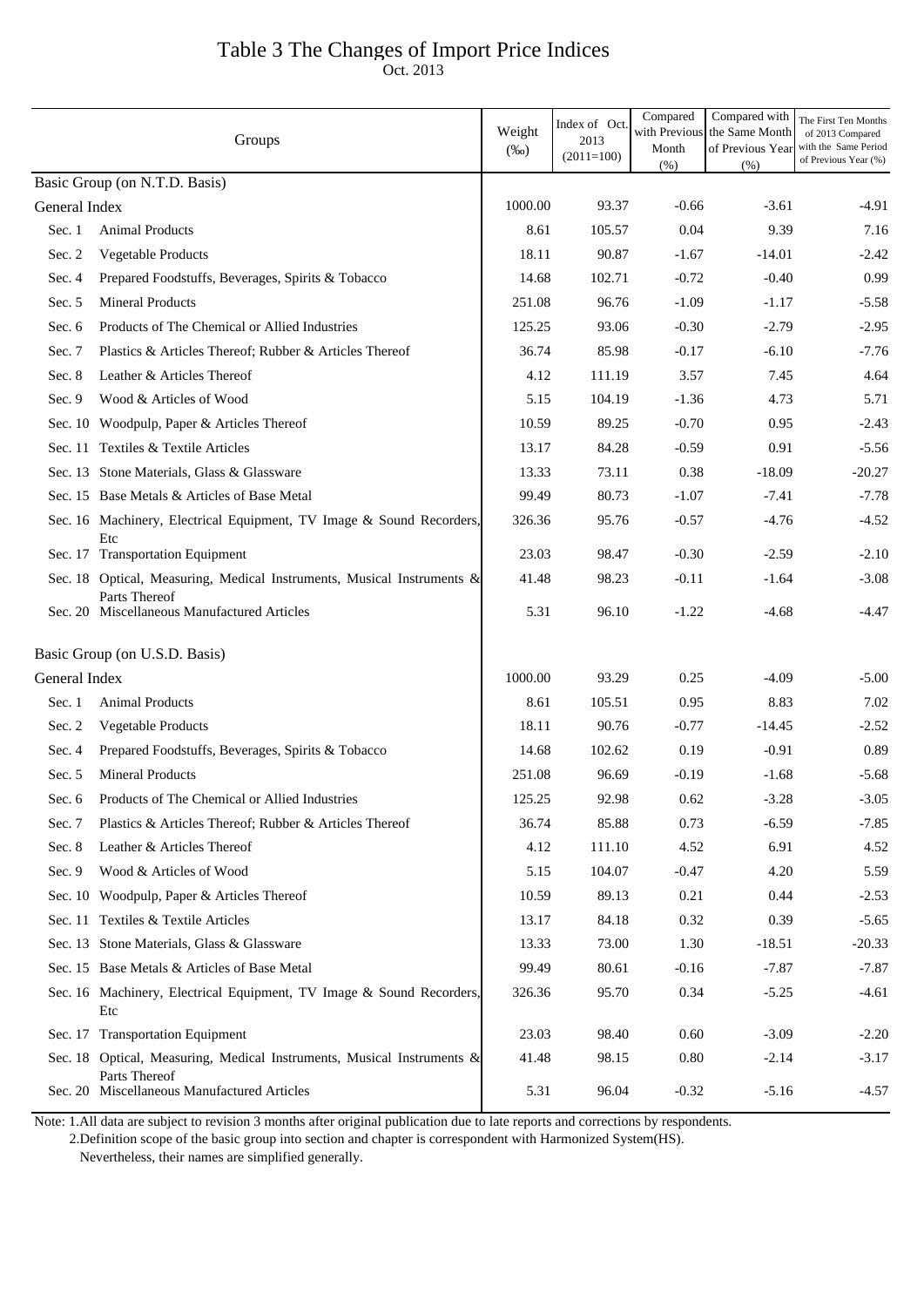# Table 3 The Changes of Import Price Indices

Oct. 2013

| Groups | | Weight (‰) | Index of Oct. 2013 (2011=100) | Compared with Previous Month (%) | Compared with the Same Month of Previous Year (%) | The First Ten Months of 2013 Compared with the Same Period of Previous Year (%) |
|---|---|---|---|---|---|---|
| Basic Group (on N.T.D. Basis) | | | | | | |
| General Index | | 1000.00 | 93.37 | -0.66 | -3.61 | -4.91 |
| Sec. 1 | Animal Products | 8.61 | 105.57 | 0.04 | 9.39 | 7.16 |
| Sec. 2 | Vegetable Products | 18.11 | 90.87 | -1.67 | -14.01 | -2.42 |
| Sec. 4 | Prepared Foodstuffs, Beverages, Spirits & Tobacco | 14.68 | 102.71 | -0.72 | -0.40 | 0.99 |
| Sec. 5 | Mineral Products | 251.08 | 96.76 | -1.09 | -1.17 | -5.58 |
| Sec. 6 | Products of The Chemical or Allied Industries | 125.25 | 93.06 | -0.30 | -2.79 | -2.95 |
| Sec. 7 | Plastics & Articles Thereof; Rubber & Articles Thereof | 36.74 | 85.98 | -0.17 | -6.10 | -7.76 |
| Sec. 8 | Leather & Articles Thereof | 4.12 | 111.19 | 3.57 | 7.45 | 4.64 |
| Sec. 9 | Wood & Articles of Wood | 5.15 | 104.19 | -1.36 | 4.73 | 5.71 |
| Sec. 10 | Woodpulp, Paper & Articles Thereof | 10.59 | 89.25 | -0.70 | 0.95 | -2.43 |
| Sec. 11 | Textiles & Textile Articles | 13.17 | 84.28 | -0.59 | 0.91 | -5.56 |
| Sec. 13 | Stone Materials, Glass & Glassware | 13.33 | 73.11 | 0.38 | -18.09 | -20.27 |
| Sec. 15 | Base Metals & Articles of Base Metal | 99.49 | 80.73 | -1.07 | -7.41 | -7.78 |
| Sec. 16 | Machinery, Electrical Equipment, TV Image & Sound Recorders, Etc | 326.36 | 95.76 | -0.57 | -4.76 | -4.52 |
| Sec. 17 | Transportation Equipment | 23.03 | 98.47 | -0.30 | -2.59 | -2.10 |
| Sec. 18 | Optical, Measuring, Medical Instruments, Musical Instruments & Parts Thereof | 41.48 | 98.23 | -0.11 | -1.64 | -3.08 |
| Sec. 20 | Miscellaneous Manufactured Articles | 5.31 | 96.10 | -1.22 | -4.68 | -4.47 |
| Basic Group (on U.S.D. Basis) | | | | | | |
| General Index | | 1000.00 | 93.29 | 0.25 | -4.09 | -5.00 |
| Sec. 1 | Animal Products | 8.61 | 105.51 | 0.95 | 8.83 | 7.02 |
| Sec. 2 | Vegetable Products | 18.11 | 90.76 | -0.77 | -14.45 | -2.52 |
| Sec. 4 | Prepared Foodstuffs, Beverages, Spirits & Tobacco | 14.68 | 102.62 | 0.19 | -0.91 | 0.89 |
| Sec. 5 | Mineral Products | 251.08 | 96.69 | -0.19 | -1.68 | -5.68 |
| Sec. 6 | Products of The Chemical or Allied Industries | 125.25 | 92.98 | 0.62 | -3.28 | -3.05 |
| Sec. 7 | Plastics & Articles Thereof; Rubber & Articles Thereof | 36.74 | 85.88 | 0.73 | -6.59 | -7.85 |
| Sec. 8 | Leather & Articles Thereof | 4.12 | 111.10 | 4.52 | 6.91 | 4.52 |
| Sec. 9 | Wood & Articles of Wood | 5.15 | 104.07 | -0.47 | 4.20 | 5.59 |
| Sec. 10 | Woodpulp, Paper & Articles Thereof | 10.59 | 89.13 | 0.21 | 0.44 | -2.53 |
| Sec. 11 | Textiles & Textile Articles | 13.17 | 84.18 | 0.32 | 0.39 | -5.65 |
| Sec. 13 | Stone Materials, Glass & Glassware | 13.33 | 73.00 | 1.30 | -18.51 | -20.33 |
| Sec. 15 | Base Metals & Articles of Base Metal | 99.49 | 80.61 | -0.16 | -7.87 | -7.87 |
| Sec. 16 | Machinery, Electrical Equipment, TV Image & Sound Recorders, Etc | 326.36 | 95.70 | 0.34 | -5.25 | -4.61 |
| Sec. 17 | Transportation Equipment | 23.03 | 98.40 | 0.60 | -3.09 | -2.20 |
| Sec. 18 | Optical, Measuring, Medical Instruments, Musical Instruments & Parts Thereof | 41.48 | 98.15 | 0.80 | -2.14 | -3.17 |
| Sec. 20 | Miscellaneous Manufactured Articles | 5.31 | 96.04 | -0.32 | -5.16 | -4.57 |

Note: 1.All data are subject to revision 3 months after original publication due to late reports and corrections by respondents.
2.Definition scope of the basic group into section and chapter is correspondent with Harmonized System(HS). Nevertheless, their names are simplified generally.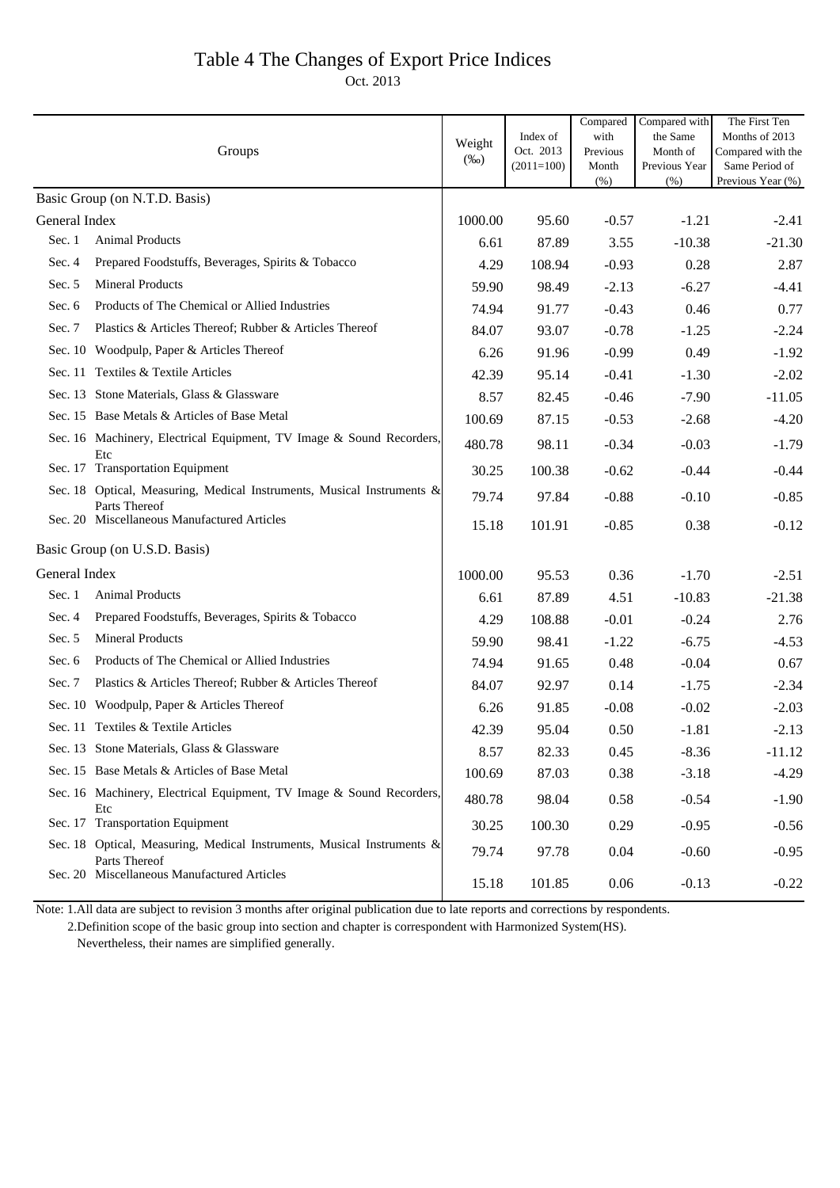# Table 4 The Changes of Export Price Indices

Oct. 2013

| Groups | | Weight (‰) | Index of Oct. 2013 (2011=100) | Compared with Previous Month (%) | Compared with the Same Month of Previous Year (%) | The First Ten Months of 2013 Compared with the Same Period of Previous Year (%) |
|---|---|---|---|---|---|---|
| Basic Group (on N.T.D. Basis) | | | | | | |
| General Index | | 1000.00 | 95.60 | -0.57 | -1.21 | -2.41 |
| Sec. 1 | Animal Products | 6.61 | 87.89 | 3.55 | -10.38 | -21.30 |
| Sec. 4 | Prepared Foodstuffs, Beverages, Spirits & Tobacco | 4.29 | 108.94 | -0.93 | 0.28 | 2.87 |
| Sec. 5 | Mineral Products | 59.90 | 98.49 | -2.13 | -6.27 | -4.41 |
| Sec. 6 | Products of The Chemical or Allied Industries | 74.94 | 91.77 | -0.43 | 0.46 | 0.77 |
| Sec. 7 | Plastics & Articles Thereof; Rubber & Articles Thereof | 84.07 | 93.07 | -0.78 | -1.25 | -2.24 |
| Sec. 10 | Woodpulp, Paper & Articles Thereof | 6.26 | 91.96 | -0.99 | 0.49 | -1.92 |
| Sec. 11 | Textiles & Textile Articles | 42.39 | 95.14 | -0.41 | -1.30 | -2.02 |
| Sec. 13 | Stone Materials, Glass & Glassware | 8.57 | 82.45 | -0.46 | -7.90 | -11.05 |
| Sec. 15 | Base Metals & Articles of Base Metal | 100.69 | 87.15 | -0.53 | -2.68 | -4.20 |
| Sec. 16 | Machinery, Electrical Equipment, TV Image & Sound Recorders, Etc | 480.78 | 98.11 | -0.34 | -0.03 | -1.79 |
| Sec. 17 | Transportation Equipment | 30.25 | 100.38 | -0.62 | -0.44 | -0.44 |
| Sec. 18 | Optical, Measuring, Medical Instruments, Musical Instruments & Parts Thereof | 79.74 | 97.84 | -0.88 | -0.10 | -0.85 |
| Sec. 20 | Miscellaneous Manufactured Articles | 15.18 | 101.91 | -0.85 | 0.38 | -0.12 |
| Basic Group (on U.S.D. Basis) | | | | | | |
| General Index | | 1000.00 | 95.53 | 0.36 | -1.70 | -2.51 |
| Sec. 1 | Animal Products | 6.61 | 87.89 | 4.51 | -10.83 | -21.38 |
| Sec. 4 | Prepared Foodstuffs, Beverages, Spirits & Tobacco | 4.29 | 108.88 | -0.01 | -0.24 | 2.76 |
| Sec. 5 | Mineral Products | 59.90 | 98.41 | -1.22 | -6.75 | -4.53 |
| Sec. 6 | Products of The Chemical or Allied Industries | 74.94 | 91.65 | 0.48 | -0.04 | 0.67 |
| Sec. 7 | Plastics & Articles Thereof; Rubber & Articles Thereof | 84.07 | 92.97 | 0.14 | -1.75 | -2.34 |
| Sec. 10 | Woodpulp, Paper & Articles Thereof | 6.26 | 91.85 | -0.08 | -0.02 | -2.03 |
| Sec. 11 | Textiles & Textile Articles | 42.39 | 95.04 | 0.50 | -1.81 | -2.13 |
| Sec. 13 | Stone Materials, Glass & Glassware | 8.57 | 82.33 | 0.45 | -8.36 | -11.12 |
| Sec. 15 | Base Metals & Articles of Base Metal | 100.69 | 87.03 | 0.38 | -3.18 | -4.29 |
| Sec. 16 | Machinery, Electrical Equipment, TV Image & Sound Recorders, Etc | 480.78 | 98.04 | 0.58 | -0.54 | -1.90 |
| Sec. 17 | Transportation Equipment | 30.25 | 100.30 | 0.29 | -0.95 | -0.56 |
| Sec. 18 | Optical, Measuring, Medical Instruments, Musical Instruments & Parts Thereof | 79.74 | 97.78 | 0.04 | -0.60 | -0.95 |
| Sec. 20 | Miscellaneous Manufactured Articles | 15.18 | 101.85 | 0.06 | -0.13 | -0.22 |

Note: 1.All data are subject to revision 3 months after original publication due to late reports and corrections by respondents.

2.Definition scope of the basic group into section and chapter is correspondent with Harmonized System(HS). Nevertheless, their names are simplified generally.